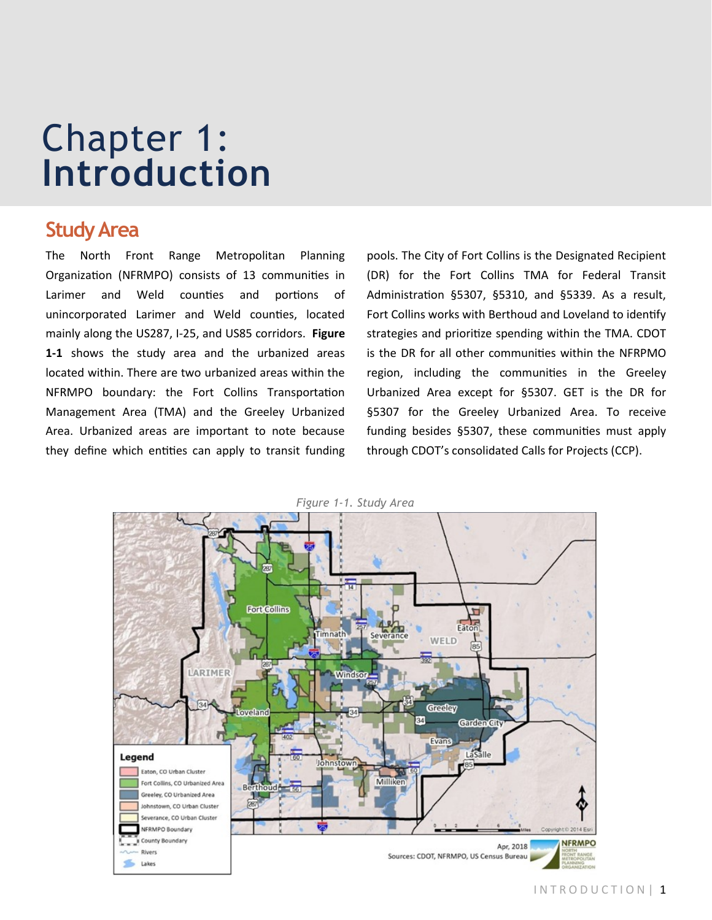# Chapter 1: Introduction

## Study Area

The North Front Range Metropolitan Planning Organization (NFRMPO) consists of 13 communities in Larimer and Weld counties and portions of unincorporated Larimer and Weld counties, located mainly along the US287, I-25, and US85 corridors. **Figure 1-1** shows the study area and the urbanized areas located within. There are two urbanized areas within the NFRMPO boundary: the Fort Collins Transportation Management Area (TMA) and the Greeley Urbanized Area. Urbanized areas are important to note because they define which entities can apply to transit funding pools. The City of Fort Collins is the Designated Recipient (DR) for the Fort Collins TMA for Federal Transit Administration §5307, §5310, and §5339. As a result, Fort Collins works with Berthoud and Loveland to identify strategies and prioritize spending within the TMA. CDOT is the DR for all other communities within the NFRPMO region, including the communities in the Greeley Urbanized Area except for §5307. GET is the DR for §5307 for the Greeley Urbanized Area. To receive funding besides §5307, these communities must apply through CDOT's consolidated Calls for Projects (CCP).

*Figure 1-1. Study Area*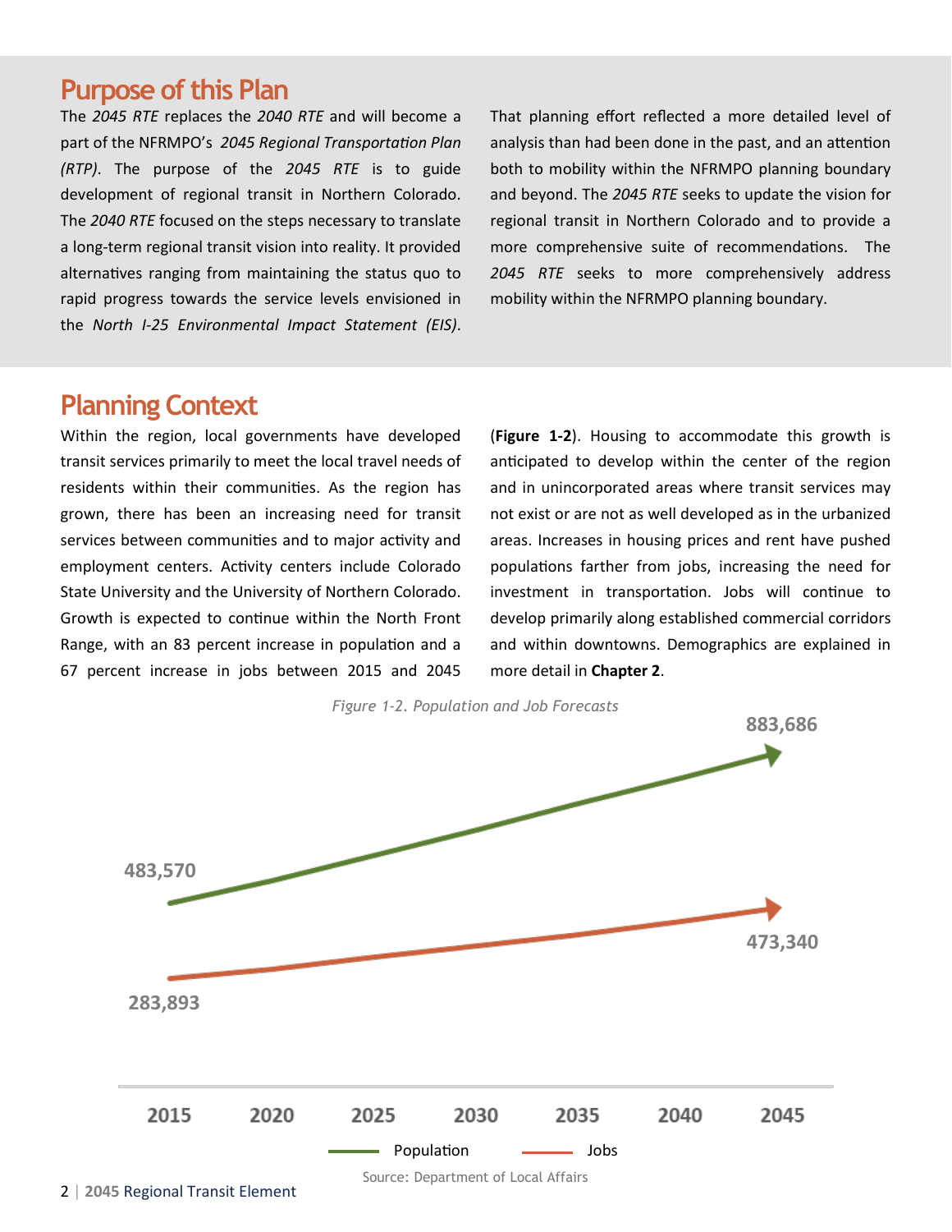## Purpose of this Plan

The *2045 RTE* replaces the *2040 RTE* and will become a part of the NFRMPO's *2045 Regional Transportation Plan (RTP)*. The purpose of the *2045 RTE* is to guide development of regional transit in Northern Colorado. The *2040 RTE* focused on the steps necessary to translate a long-term regional transit vision into reality. It provided alternatives ranging from maintaining the status quo to rapid progress towards the service levels envisioned in the *North I-25 Environmental Impact Statement (EIS)*. That planning effort reflected a more detailed level of analysis than had been done in the past, and an attention both to mobility within the NFRMPO planning boundary and beyond. The *2045 RTE* seeks to update the vision for regional transit in Northern Colorado and to provide a more comprehensive suite of recommendations. The *2045 RTE* seeks to more comprehensively address mobility within the NFRMPO planning boundary.

## Planning Context

Within the region, local governments have developed transit services primarily to meet the local travel needs of residents within their communities. As the region has grown, there has been an increasing need for transit services between communities and to major activity and employment centers. Activity centers include Colorado State University and the University of Northern Colorado. Growth is expected to continue within the North Front Range, with an 83 percent increase in population and a 67 percent increase in jobs between 2015 and 2045 (**Figure 1-2**). Housing to accommodate this growth is anticipated to develop within the center of the region and in unincorporated areas where transit services may not exist or are not as well developed as in the urbanized areas. Increases in housing prices and rent have pushed populations farther from jobs, increasing the need for investment in transportation. Jobs will continue to develop primarily along established commercial corridors and within downtowns. Demographics are explained in more detail in **Chapter 2**.

*Figure 1-2. Population and Job Forecasts*

| | 2015 | 2045 |
|---|---|---|
| Population | 483,570 | 883,686 |
| Jobs | 283,893 | 473,340 |

Source: Department of Local Affairs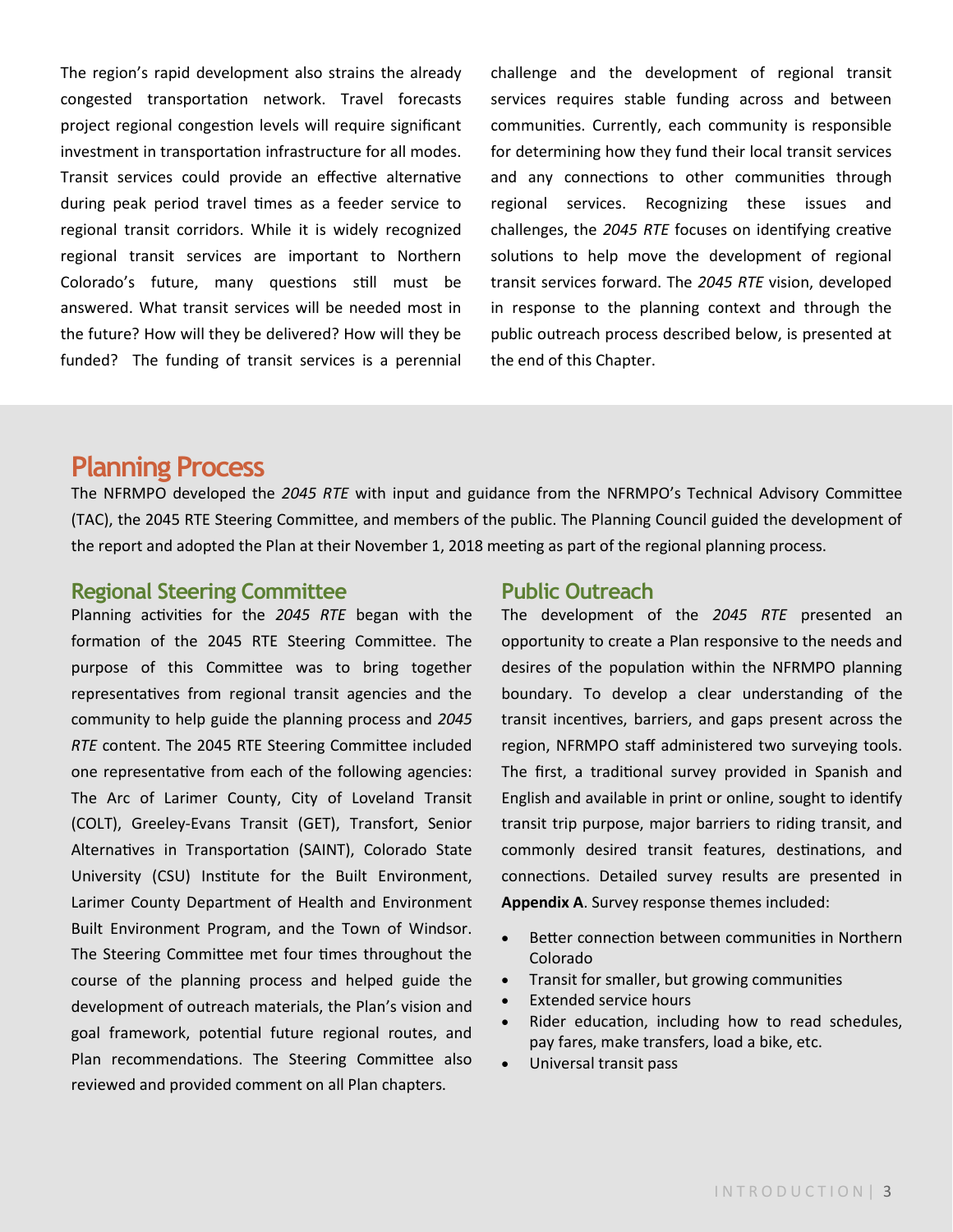The region's rapid development also strains the already congested transportation network. Travel forecasts project regional congestion levels will require significant investment in transportation infrastructure for all modes. Transit services could provide an effective alternative during peak period travel times as a feeder service to regional transit corridors. While it is widely recognized regional transit services are important to Northern Colorado's future, many questions still must be answered. What transit services will be needed most in the future? How will they be delivered? How will they be funded? The funding of transit services is a perennial challenge and the development of regional transit services requires stable funding across and between communities. Currently, each community is responsible for determining how they fund their local transit services and any connections to other communities through regional services. Recognizing these issues and challenges, the *2045 RTE* focuses on identifying creative solutions to help move the development of regional transit services forward. The *2045 RTE* vision, developed in response to the planning context and through the public outreach process described below, is presented at the end of this Chapter.

## Planning Process

The NFRMPO developed the *2045 RTE* with input and guidance from the NFRMPO's Technical Advisory Committee (TAC), the 2045 RTE Steering Committee, and members of the public. The Planning Council guided the development of the report and adopted the Plan at their November 1, 2018 meeting as part of the regional planning process.

### Regional Steering Committee

Planning activities for the *2045 RTE* began with the formation of the 2045 RTE Steering Committee. The purpose of this Committee was to bring together representatives from regional transit agencies and the community to help guide the planning process and *2045 RTE* content. The 2045 RTE Steering Committee included one representative from each of the following agencies: The Arc of Larimer County, City of Loveland Transit (COLT), Greeley-Evans Transit (GET), Transfort, Senior Alternatives in Transportation (SAINT), Colorado State University (CSU) Institute for the Built Environment, Larimer County Department of Health and Environment Built Environment Program, and the Town of Windsor. The Steering Committee met four times throughout the course of the planning process and helped guide the development of outreach materials, the Plan's vision and goal framework, potential future regional routes, and Plan recommendations. The Steering Committee also reviewed and provided comment on all Plan chapters.

### Public Outreach

The development of the *2045 RTE* presented an opportunity to create a Plan responsive to the needs and desires of the population within the NFRMPO planning boundary. To develop a clear understanding of the transit incentives, barriers, and gaps present across the region, NFRMPO staff administered two surveying tools. The first, a traditional survey provided in Spanish and English and available in print or online, sought to identify transit trip purpose, major barriers to riding transit, and commonly desired transit features, destinations, and connections. Detailed survey results are presented in **Appendix A**. Survey response themes included:

- Better connection between communities in Northern Colorado
- Transit for smaller, but growing communities
- Extended service hours
- Rider education, including how to read schedules, pay fares, make transfers, load a bike, etc.
- Universal transit pass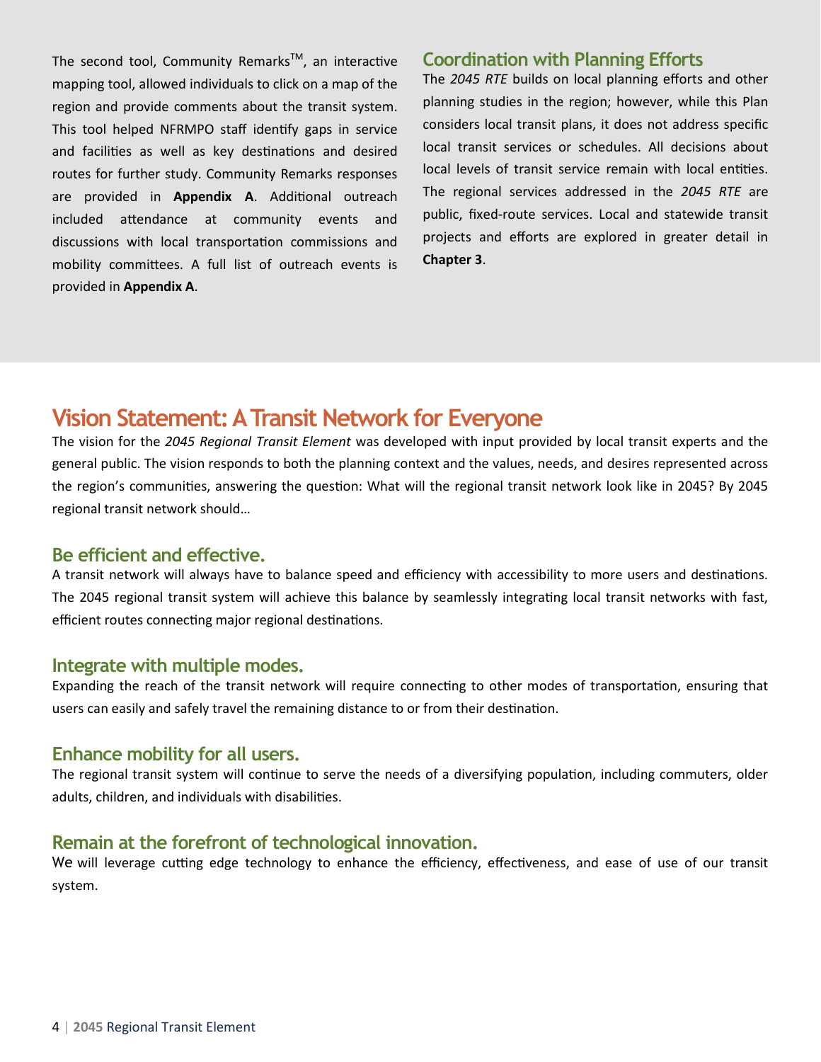The second tool, Community Remarks™, an interactive mapping tool, allowed individuals to click on a map of the region and provide comments about the transit system. This tool helped NFRMPO staff identify gaps in service and facilities as well as key destinations and desired routes for further study. Community Remarks responses are provided in **Appendix A**. Additional outreach included attendance at community events and discussions with local transportation commissions and mobility committees. A full list of outreach events is provided in **Appendix A**.

### Coordination with Planning Efforts

The *2045 RTE* builds on local planning efforts and other planning studies in the region; however, while this Plan considers local transit plans, it does not address specific local transit services or schedules. All decisions about local levels of transit service remain with local entities. The regional services addressed in the *2045 RTE* are public, fixed-route services. Local and statewide transit projects and efforts are explored in greater detail in **Chapter 3**.

## Vision Statement: A Transit Network for Everyone

The vision for the *2045 Regional Transit Element* was developed with input provided by local transit experts and the general public. The vision responds to both the planning context and the values, needs, and desires represented across the region's communities, answering the question: What will the regional transit network look like in 2045? By 2045 regional transit network should…

### Be efficient and effective.

A transit network will always have to balance speed and efficiency with accessibility to more users and destinations. The 2045 regional transit system will achieve this balance by seamlessly integrating local transit networks with fast, efficient routes connecting major regional destinations.

### Integrate with multiple modes.

Expanding the reach of the transit network will require connecting to other modes of transportation, ensuring that users can easily and safely travel the remaining distance to or from their destination.

### Enhance mobility for all users.

The regional transit system will continue to serve the needs of a diversifying population, including commuters, older adults, children, and individuals with disabilities.

### Remain at the forefront of technological innovation.

We will leverage cutting edge technology to enhance the efficiency, effectiveness, and ease of use of our transit system.